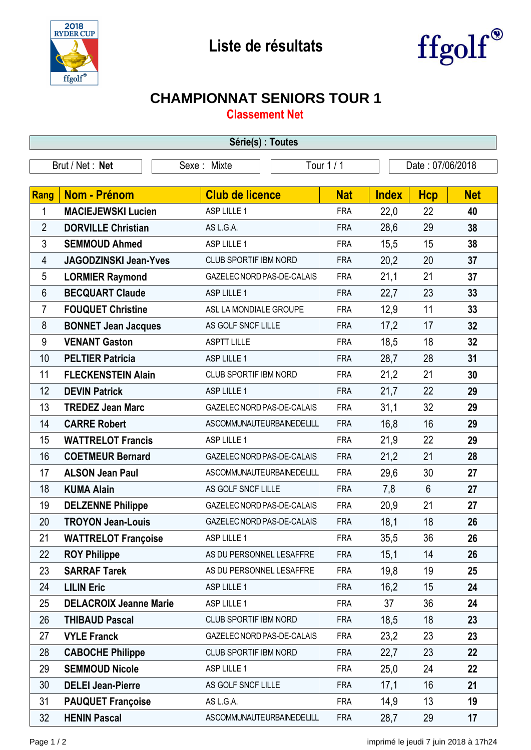# Liste de résultats

## CHAMPIONNAT SENIORS TOUR 1

### Classement Net

**Série(s) : Toutes**

| Brut / Net : **Net** | Sexe : Mixte | Tour 1 / 1 | Date : 07/06/2018 |
|---|---|---|---|

| Rang | Nom - Prénom | Club de licence | Nat | Index | Hcp | Net |
|---|---|---|---|---|---|---|
| 1 | **MACIEJEWSKI Lucien** | ASP LILLE 1 | FRA | 22,0 | 22 | **40** |
| 2 | **DORVILLE Christian** | AS L.G.A. | FRA | 28,6 | 29 | **38** |
| 3 | **SEMMOUD Ahmed** | ASP LILLE 1 | FRA | 15,5 | 15 | **38** |
| 4 | **JAGODZINSKI Jean-Yves** | CLUB SPORTIF IBM NORD | FRA | 20,2 | 20 | **37** |
| 5 | **LORMIER Raymond** | GAZELEC NORD PAS-DE-CALAIS | FRA | 21,1 | 21 | **37** |
| 6 | **BECQUART Claude** | ASP LILLE 1 | FRA | 22,7 | 23 | **33** |
| 7 | **FOUQUET Christine** | ASL LA MONDIALE GROUPE | FRA | 12,9 | 11 | **33** |
| 8 | **BONNET Jean Jacques** | AS GOLF SNCF LILLE | FRA | 17,2 | 17 | **32** |
| 9 | **VENANT Gaston** | ASPTT LILLE | FRA | 18,5 | 18 | **32** |
| 10 | **PELTIER Patricia** | ASP LILLE 1 | FRA | 28,7 | 28 | **31** |
| 11 | **FLECKENSTEIN Alain** | CLUB SPORTIF IBM NORD | FRA | 21,2 | 21 | **30** |
| 12 | **DEVIN Patrick** | ASP LILLE 1 | FRA | 21,7 | 22 | **29** |
| 13 | **TREDEZ Jean Marc** | GAZELEC NORD PAS-DE-CALAIS | FRA | 31,1 | 32 | **29** |
| 14 | **CARRE Robert** | ASCOMMUNAUTEURBAINEDELILL | FRA | 16,8 | 16 | **29** |
| 15 | **WATTRELOT Francis** | ASP LILLE 1 | FRA | 21,9 | 22 | **29** |
| 16 | **COETMEUR Bernard** | GAZELEC NORD PAS-DE-CALAIS | FRA | 21,2 | 21 | **28** |
| 17 | **ALSON Jean Paul** | ASCOMMUNAUTEURBAINEDELILL | FRA | 29,6 | 30 | **27** |
| 18 | **KUMA Alain** | AS GOLF SNCF LILLE | FRA | 7,8 | 6 | **27** |
| 19 | **DELZENNE Philippe** | GAZELEC NORD PAS-DE-CALAIS | FRA | 20,9 | 21 | **27** |
| 20 | **TROYON Jean-Louis** | GAZELEC NORD PAS-DE-CALAIS | FRA | 18,1 | 18 | **26** |
| 21 | **WATTRELOT Françoise** | ASP LILLE 1 | FRA | 35,5 | 36 | **26** |
| 22 | **ROY Philippe** | AS DU PERSONNEL LESAFFRE | FRA | 15,1 | 14 | **26** |
| 23 | **SARRAF Tarek** | AS DU PERSONNEL LESAFFRE | FRA | 19,8 | 19 | **25** |
| 24 | **LILIN Eric** | ASP LILLE 1 | FRA | 16,2 | 15 | **24** |
| 25 | **DELACROIX Jeanne Marie** | ASP LILLE 1 | FRA | 37 | 36 | **24** |
| 26 | **THIBAUD Pascal** | CLUB SPORTIF IBM NORD | FRA | 18,5 | 18 | **23** |
| 27 | **VYLE Franck** | GAZELEC NORD PAS-DE-CALAIS | FRA | 23,2 | 23 | **23** |
| 28 | **CABOCHE Philippe** | CLUB SPORTIF IBM NORD | FRA | 22,7 | 23 | **22** |
| 29 | **SEMMOUD Nicole** | ASP LILLE 1 | FRA | 25,0 | 24 | **22** |
| 30 | **DELEI Jean-Pierre** | AS GOLF SNCF LILLE | FRA | 17,1 | 16 | **21** |
| 31 | **PAUQUET Françoise** | AS L.G.A. | FRA | 14,9 | 13 | **19** |
| 32 | **HENIN Pascal** | ASCOMMUNAUTEURBAINEDELILL | FRA | 28,7 | 29 | **17** |

imprimé le jeudi 7 juin 2018 à 17h24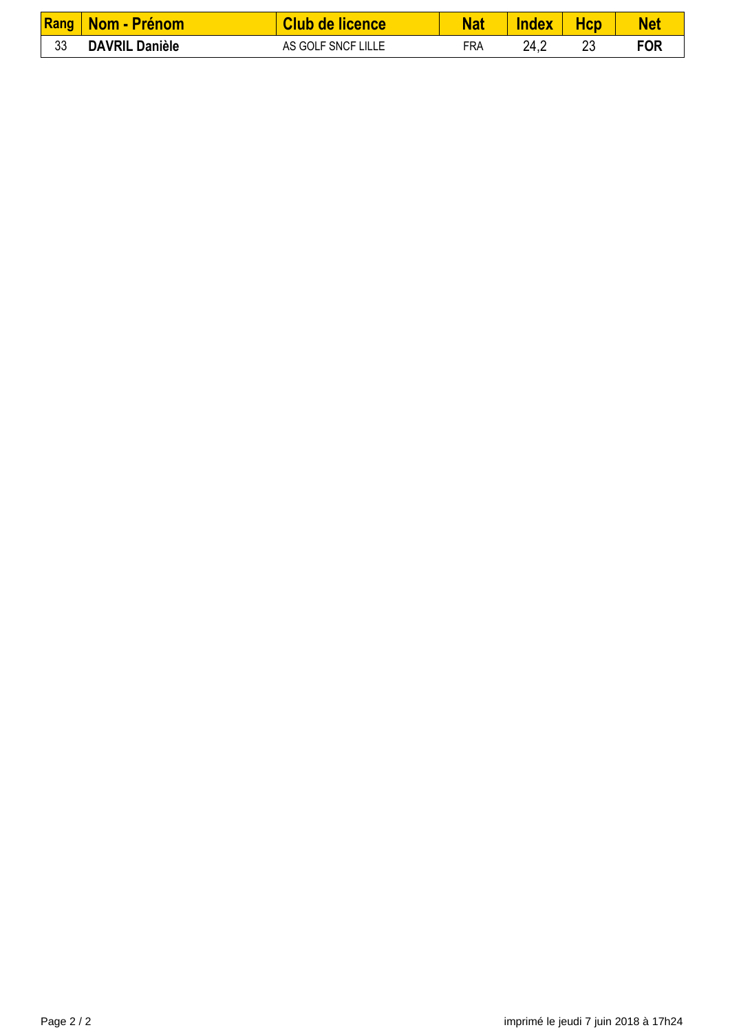| Rang | Nom - Prénom | Club de licence | Nat | Index | Hcp | Net |
| --- | --- | --- | --- | --- | --- | --- |
| 33 | **DAVRIL Danièle** | AS GOLF SNCF LILLE | FRA | 24,2 | 23 | **FOR** |

imprimé le jeudi 7 juin 2018 à 17h24